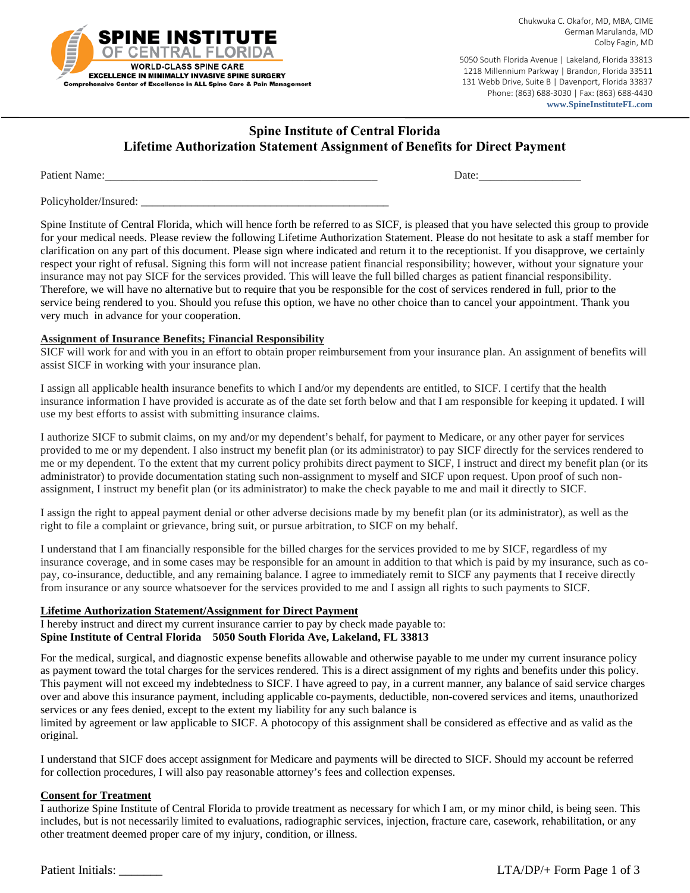**SPINE INSTITUTE OF CENTRAL FLORIDA**
WORLD-CLASS SPINE CARE
EXCELLENCE IN MINIMALLY INVASIVE SPINE SURGERY
Comprehensive Center of Excellence in ALL Spine Care & Pain Management

Chukwuka C. Okafor, MD, MBA, CIME
German Marulanda, MD
Colby Fagin, MD

5050 South Florida Avenue | Lakeland, Florida 33813
1218 Millennium Parkway | Brandon, Florida 33511
131 Webb Drive, Suite B | Davenport, Florida 33837
Phone: (863) 688-3030 | Fax: (863) 688-4430
www.SpineInstituteFL.com

# Spine Institute of Central Florida
## Lifetime Authorization Statement Assignment of Benefits for Direct Payment

Patient Name:_______________________________________________ Date:_________________

Policyholder/Insured: ___________________________________________

Spine Institute of Central Florida, which will hence forth be referred to as SICF, is pleased that you have selected this group to provide for your medical needs. Please review the following Lifetime Authorization Statement. Please do not hesitate to ask a staff member for clarification on any part of this document. Please sign where indicated and return it to the receptionist. If you disapprove, we certainly respect your right of refusal. Signing this form will not increase patient financial responsibility; however, without your signature your insurance may not pay SICF for the services provided. This will leave the full billed charges as patient financial responsibility. Therefore, we will have no alternative but to require that you be responsible for the cost of services rendered in full, prior to the service being rendered to you. Should you refuse this option, we have no other choice than to cancel your appointment. Thank you very much in advance for your cooperation.

**Assignment of Insurance Benefits; Financial Responsibility**
SICF will work for and with you in an effort to obtain proper reimbursement from your insurance plan. An assignment of benefits will assist SICF in working with your insurance plan.

I assign all applicable health insurance benefits to which I and/or my dependents are entitled, to SICF. I certify that the health insurance information I have provided is accurate as of the date set forth below and that I am responsible for keeping it updated. I will use my best efforts to assist with submitting insurance claims.

I authorize SICF to submit claims, on my and/or my dependent's behalf, for payment to Medicare, or any other payer for services provided to me or my dependent. I also instruct my benefit plan (or its administrator) to pay SICF directly for the services rendered to me or my dependent. To the extent that my current policy prohibits direct payment to SICF, I instruct and direct my benefit plan (or its administrator) to provide documentation stating such non-assignment to myself and SICF upon request. Upon proof of such non-assignment, I instruct my benefit plan (or its administrator) to make the check payable to me and mail it directly to SICF.

I assign the right to appeal payment denial or other adverse decisions made by my benefit plan (or its administrator), as well as the right to file a complaint or grievance, bring suit, or pursue arbitration, to SICF on my behalf.

I understand that I am financially responsible for the billed charges for the services provided to me by SICF, regardless of my insurance coverage, and in some cases may be responsible for an amount in addition to that which is paid by my insurance, such as co-pay, co-insurance, deductible, and any remaining balance. I agree to immediately remit to SICF any payments that I receive directly from insurance or any source whatsoever for the services provided to me and I assign all rights to such payments to SICF.

**Lifetime Authorization Statement/Assignment for Direct Payment**
I hereby instruct and direct my current insurance carrier to pay by check made payable to:
**Spine Institute of Central Florida    5050 South Florida Ave, Lakeland, FL 33813**

For the medical, surgical, and diagnostic expense benefits allowable and otherwise payable to me under my current insurance policy as payment toward the total charges for the services rendered. This is a direct assignment of my rights and benefits under this policy. This payment will not exceed my indebtedness to SICF. I have agreed to pay, in a current manner, any balance of said service charges over and above this insurance payment, including applicable co-payments, deductible, non-covered services and items, unauthorized services or any fees denied, except to the extent my liability for any such balance is limited by agreement or law applicable to SICF. A photocopy of this assignment shall be considered as effective and as valid as the original.

I understand that SICF does accept assignment for Medicare and payments will be directed to SICF. Should my account be referred for collection procedures, I will also pay reasonable attorney's fees and collection expenses.

**Consent for Treatment**
I authorize Spine Institute of Central Florida to provide treatment as necessary for which I am, or my minor child, is being seen. This includes, but is not necessarily limited to evaluations, radiographic services, injection, fracture care, casework, rehabilitation, or any other treatment deemed proper care of my injury, condition, or illness.

Patient Initials: _______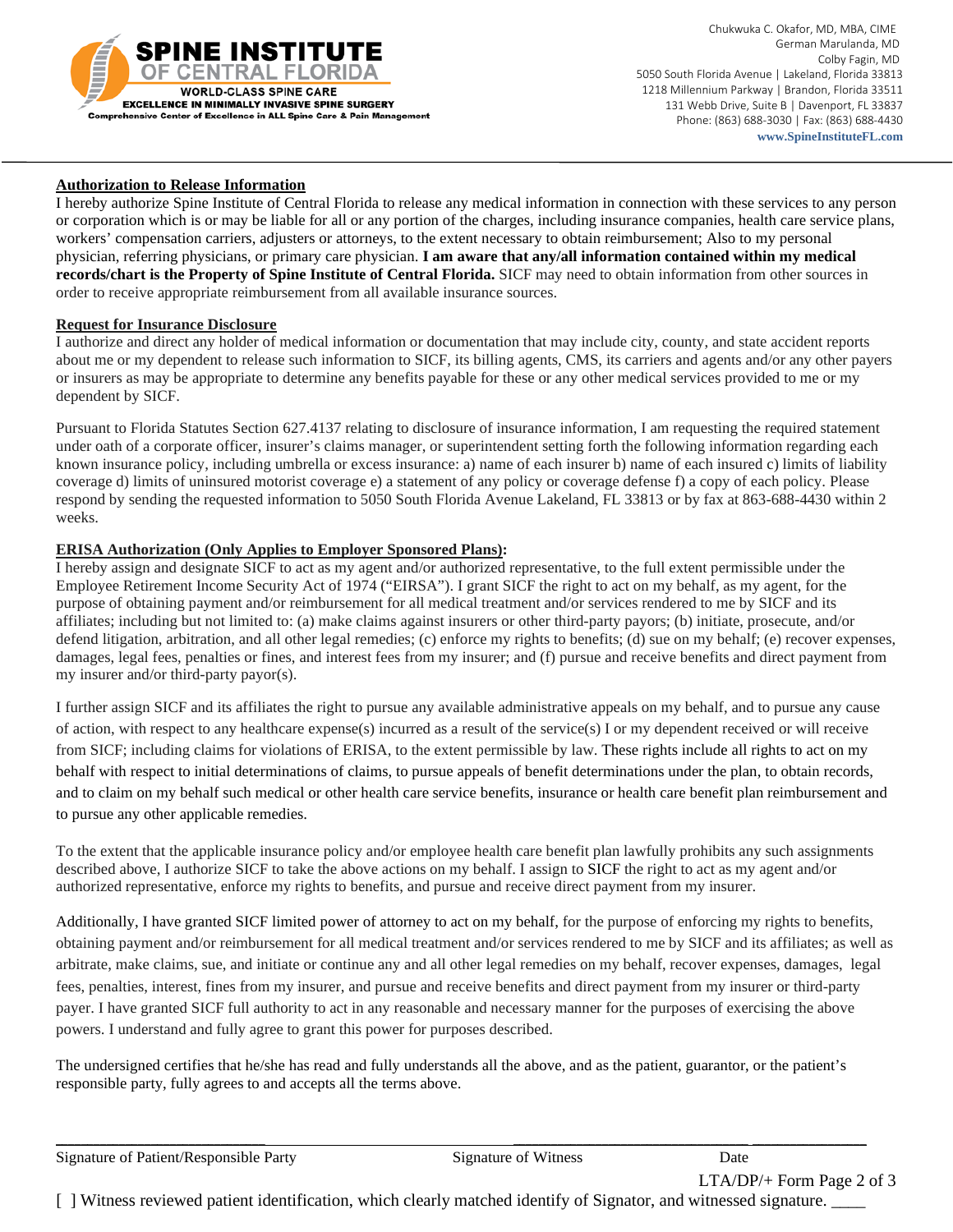**SPINE INSTITUTE OF CENTRAL FLORIDA**
WORLD-CLASS SPINE CARE
EXCELLENCE IN MINIMALLY INVASIVE SPINE SURGERY
Comprehensive Center of Excellence in ALL Spine Care & Pain Management

Chukwuka C. Okafor, MD, MBA, CIME
German Marulanda, MD
Colby Fagin, MD
5050 South Florida Avenue | Lakeland, Florida 33813
1218 Millennium Parkway | Brandon, Florida 33511
131 Webb Drive, Suite B | Davenport, FL 33837
Phone: (863) 688-3030 | Fax: (863) 688-4430
**www.SpineInstituteFL.com**

---

**Authorization to Release Information**

I hereby authorize Spine Institute of Central Florida to release any medical information in connection with these services to any person or corporation which is or may be liable for all or any portion of the charges, including insurance companies, health care service plans, workers' compensation carriers, adjusters or attorneys, to the extent necessary to obtain reimbursement; Also to my personal physician, referring physicians, or primary care physician. **I am aware that any/all information contained within my medical records/chart is the Property of Spine Institute of Central Florida.** SICF may need to obtain information from other sources in order to receive appropriate reimbursement from all available insurance sources.

**Request for Insurance Disclosure**

I authorize and direct any holder of medical information or documentation that may include city, county, and state accident reports about me or my dependent to release such information to SICF, its billing agents, CMS, its carriers and agents and/or any other payers or insurers as may be appropriate to determine any benefits payable for these or any other medical services provided to me or my dependent by SICF.

Pursuant to Florida Statutes Section 627.4137 relating to disclosure of insurance information, I am requesting the required statement under oath of a corporate officer, insurer's claims manager, or superintendent setting forth the following information regarding each known insurance policy, including umbrella or excess insurance: a) name of each insurer b) name of each insured c) limits of liability coverage d) limits of uninsured motorist coverage e) a statement of any policy or coverage defense f) a copy of each policy. Please respond by sending the requested information to 5050 South Florida Avenue Lakeland, FL 33813 or by fax at 863-688-4430 within 2 weeks.

**ERISA Authorization (Only Applies to Employer Sponsored Plans):**

I hereby assign and designate SICF to act as my agent and/or authorized representative, to the full extent permissible under the Employee Retirement Income Security Act of 1974 ("EIRSA"). I grant SICF the right to act on my behalf, as my agent, for the purpose of obtaining payment and/or reimbursement for all medical treatment and/or services rendered to me by SICF and its affiliates; including but not limited to: (a) make claims against insurers or other third-party payors; (b) initiate, prosecute, and/or defend litigation, arbitration, and all other legal remedies; (c) enforce my rights to benefits; (d) sue on my behalf; (e) recover expenses, damages, legal fees, penalties or fines, and interest fees from my insurer; and (f) pursue and receive benefits and direct payment from my insurer and/or third-party payor(s).

I further assign SICF and its affiliates the right to pursue any available administrative appeals on my behalf, and to pursue any cause of action, with respect to any healthcare expense(s) incurred as a result of the service(s) I or my dependent received or will receive from SICF; including claims for violations of ERISA, to the extent permissible by law. These rights include all rights to act on my behalf with respect to initial determinations of claims, to pursue appeals of benefit determinations under the plan, to obtain records, and to claim on my behalf such medical or other health care service benefits, insurance or health care benefit plan reimbursement and to pursue any other applicable remedies.

To the extent that the applicable insurance policy and/or employee health care benefit plan lawfully prohibits any such assignments described above, I authorize SICF to take the above actions on my behalf. I assign to SICF the right to act as my agent and/or authorized representative, enforce my rights to benefits, and pursue and receive direct payment from my insurer.

Additionally, I have granted SICF limited power of attorney to act on my behalf, for the purpose of enforcing my rights to benefits, obtaining payment and/or reimbursement for all medical treatment and/or services rendered to me by SICF and its affiliates; as well as arbitrate, make claims, sue, and initiate or continue any and all other legal remedies on my behalf, recover expenses, damages, legal fees, penalties, interest, fines from my insurer, and pursue and receive benefits and direct payment from my insurer or third-party payer. I have granted SICF full authority to act in any reasonable and necessary manner for the purposes of exercising the above powers. I understand and fully agree to grant this power for purposes described.

The undersigned certifies that he/she has read and fully understands all the above, and as the patient, guarantor, or the patient's responsible party, fully agrees to and accepts all the terms above.

\_\_\_\_\_\_\_\_\_\_\_\_\_\_\_\_\_\_\_\_\_\_\_\_\_\_ \_\_\_\_\_\_\_\_\_\_\_\_\_\_\_\_\_\_\_\_\_\_\_\_\_\_ \_\_\_\_\_\_\_\_\_\_\_\_

Signature of Patient/Responsible Party     Signature of Witness     Date

LTA/DP/+ Form Page 2 of 3

[ ] Witness reviewed patient identification, which clearly matched identify of Signator, and witnessed signature. ____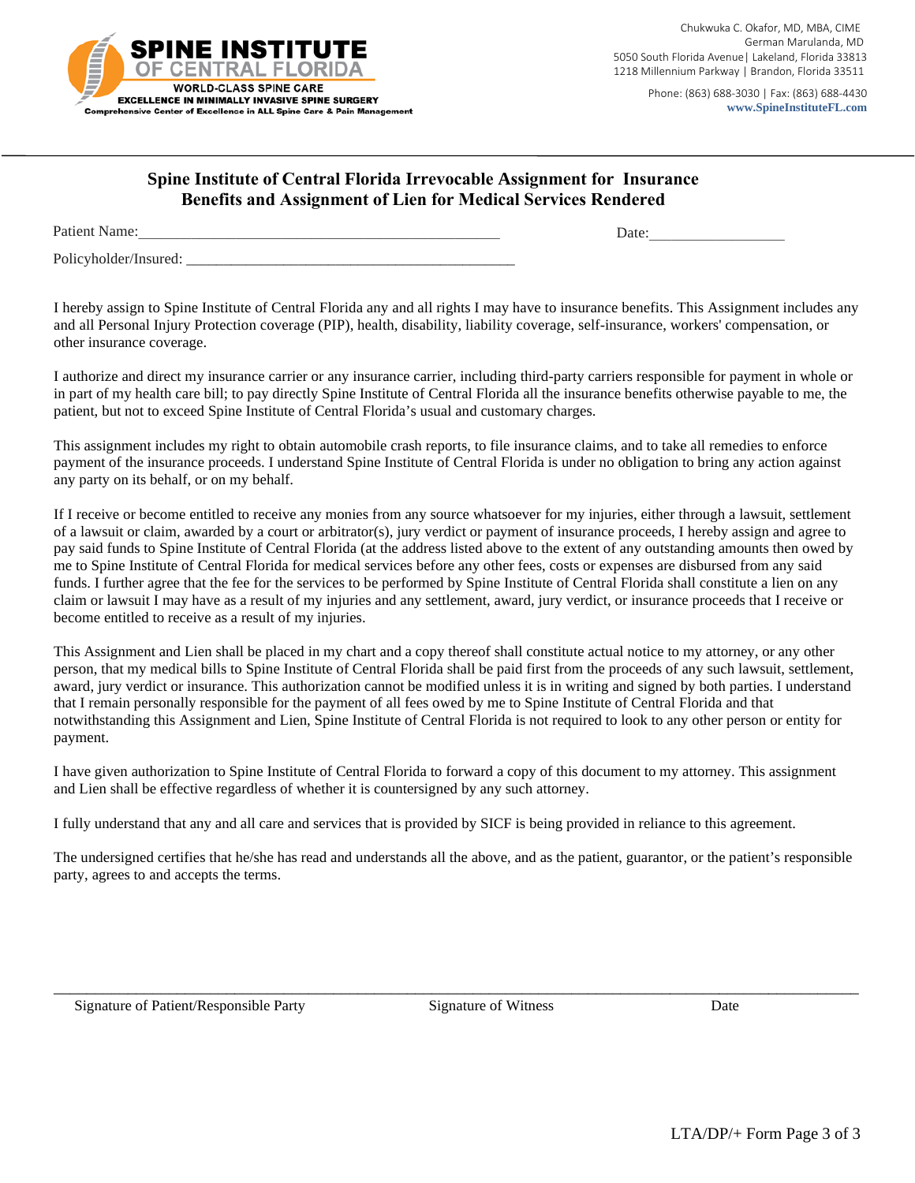**SPINE INSTITUTE OF CENTRAL FLORIDA**
WORLD-CLASS SPINE CARE
EXCELLENCE IN MINIMALLY INVASIVE SPINE SURGERY
Comprehensive Center of Excellence in ALL Spine Care & Pain Management

Chukwuka C. Okafor, MD, MBA, CIME
German Marulanda, MD
5050 South Florida Avenue | Lakeland, Florida 33813
1218 Millennium Parkway | Brandon, Florida 33511

Phone: (863) 688-3030 | Fax: (863) 688-4430
www.SpineInstituteFL.com

## Spine Institute of Central Florida Irrevocable Assignment for Insurance Benefits and Assignment of Lien for Medical Services Rendered

Patient Name:_______________________________________________ Date:_________________

Policyholder/Insured: ___________________________________________

I hereby assign to Spine Institute of Central Florida any and all rights I may have to insurance benefits. This Assignment includes any and all Personal Injury Protection coverage (PIP), health, disability, liability coverage, self-insurance, workers' compensation, or other insurance coverage.

I authorize and direct my insurance carrier or any insurance carrier, including third-party carriers responsible for payment in whole or in part of my health care bill; to pay directly Spine Institute of Central Florida all the insurance benefits otherwise payable to me, the patient, but not to exceed Spine Institute of Central Florida's usual and customary charges.

This assignment includes my right to obtain automobile crash reports, to file insurance claims, and to take all remedies to enforce payment of the insurance proceeds. I understand Spine Institute of Central Florida is under no obligation to bring any action against any party on its behalf, or on my behalf.

If I receive or become entitled to receive any monies from any source whatsoever for my injuries, either through a lawsuit, settlement of a lawsuit or claim, awarded by a court or arbitrator(s), jury verdict or payment of insurance proceeds, I hereby assign and agree to pay said funds to Spine Institute of Central Florida (at the address listed above to the extent of any outstanding amounts then owed by me to Spine Institute of Central Florida for medical services before any other fees, costs or expenses are disbursed from any said funds. I further agree that the fee for the services to be performed by Spine Institute of Central Florida shall constitute a lien on any claim or lawsuit I may have as a result of my injuries and any settlement, award, jury verdict, or insurance proceeds that I receive or become entitled to receive as a result of my injuries.

This Assignment and Lien shall be placed in my chart and a copy thereof shall constitute actual notice to my attorney, or any other person, that my medical bills to Spine Institute of Central Florida shall be paid first from the proceeds of any such lawsuit, settlement, award, jury verdict or insurance. This authorization cannot be modified unless it is in writing and signed by both parties. I understand that I remain personally responsible for the payment of all fees owed by me to Spine Institute of Central Florida and that notwithstanding this Assignment and Lien, Spine Institute of Central Florida is not required to look to any other person or entity for payment.

I have given authorization to Spine Institute of Central Florida to forward a copy of this document to my attorney. This assignment and Lien shall be effective regardless of whether it is countersigned by any such attorney.

I fully understand that any and all care and services that is provided by SICF is being provided in reliance to this agreement.

The undersigned certifies that he/she has read and understands all the above, and as the patient, guarantor, or the patient's responsible party, agrees to and accepts the terms.

_____________________________________________________________________________________

Signature of Patient/Responsible Party                Signature of Witness                Date

LTA/DP/+ Form